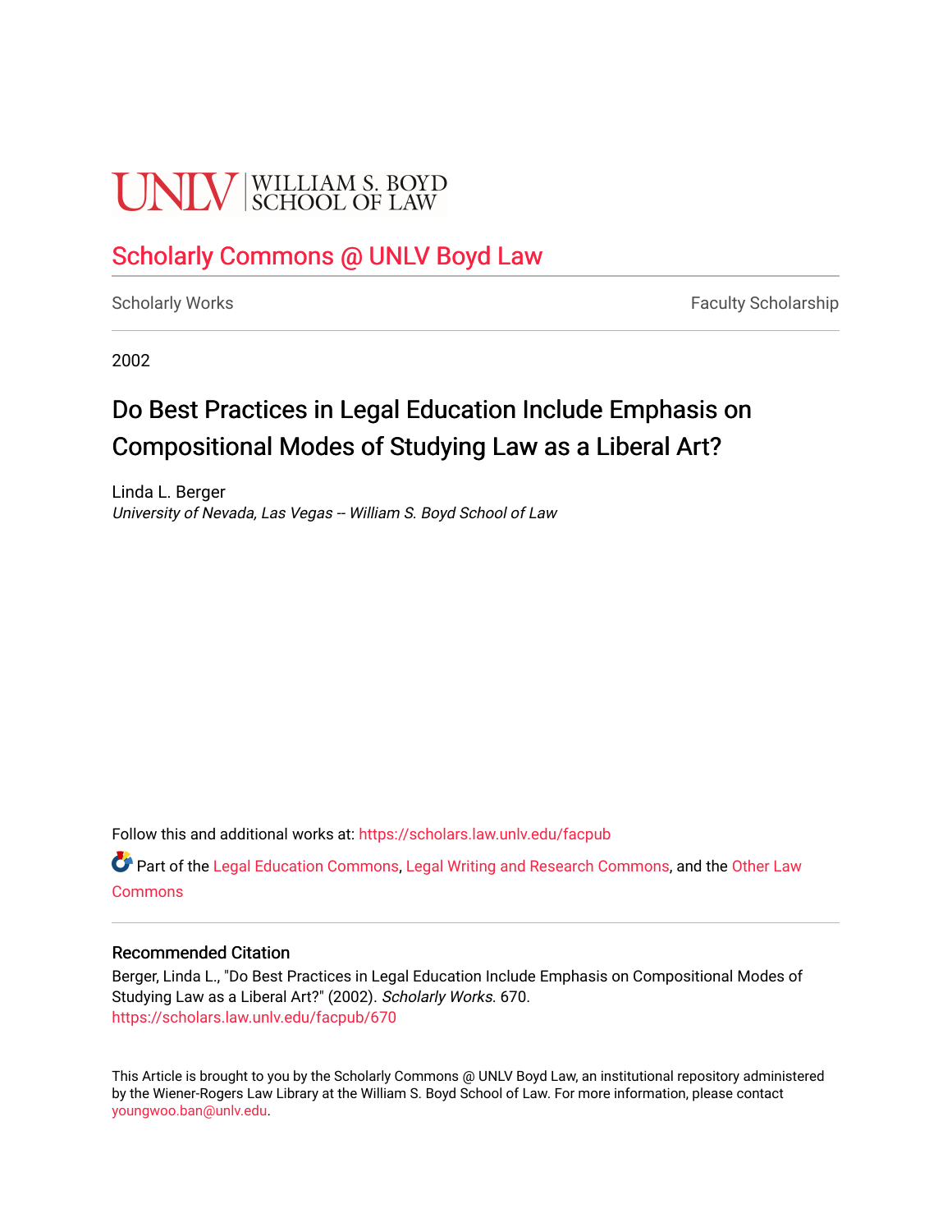UNLV | WILLIAM S. BOYD SCHOOL OF LAW

# Scholarly Commons @ UNLV Boyd Law

Scholarly Works | Faculty Scholarship

2002

## Do Best Practices in Legal Education Include Emphasis on Compositional Modes of Studying Law as a Liberal Art?

Linda L. Berger
*University of Nevada, Las Vegas -- William S. Boyd School of Law*

Follow this and additional works at: https://scholars.law.unlv.edu/facpub

Part of the Legal Education Commons, Legal Writing and Research Commons, and the Other Law Commons

### Recommended Citation

Berger, Linda L., "Do Best Practices in Legal Education Include Emphasis on Compositional Modes of Studying Law as a Liberal Art?" (2002). *Scholarly Works*. 670.
https://scholars.law.unlv.edu/facpub/670

This Article is brought to you by the Scholarly Commons @ UNLV Boyd Law, an institutional repository administered by the Wiener-Rogers Law Library at the William S. Boyd School of Law. For more information, please contact youngwoo.ban@unlv.edu.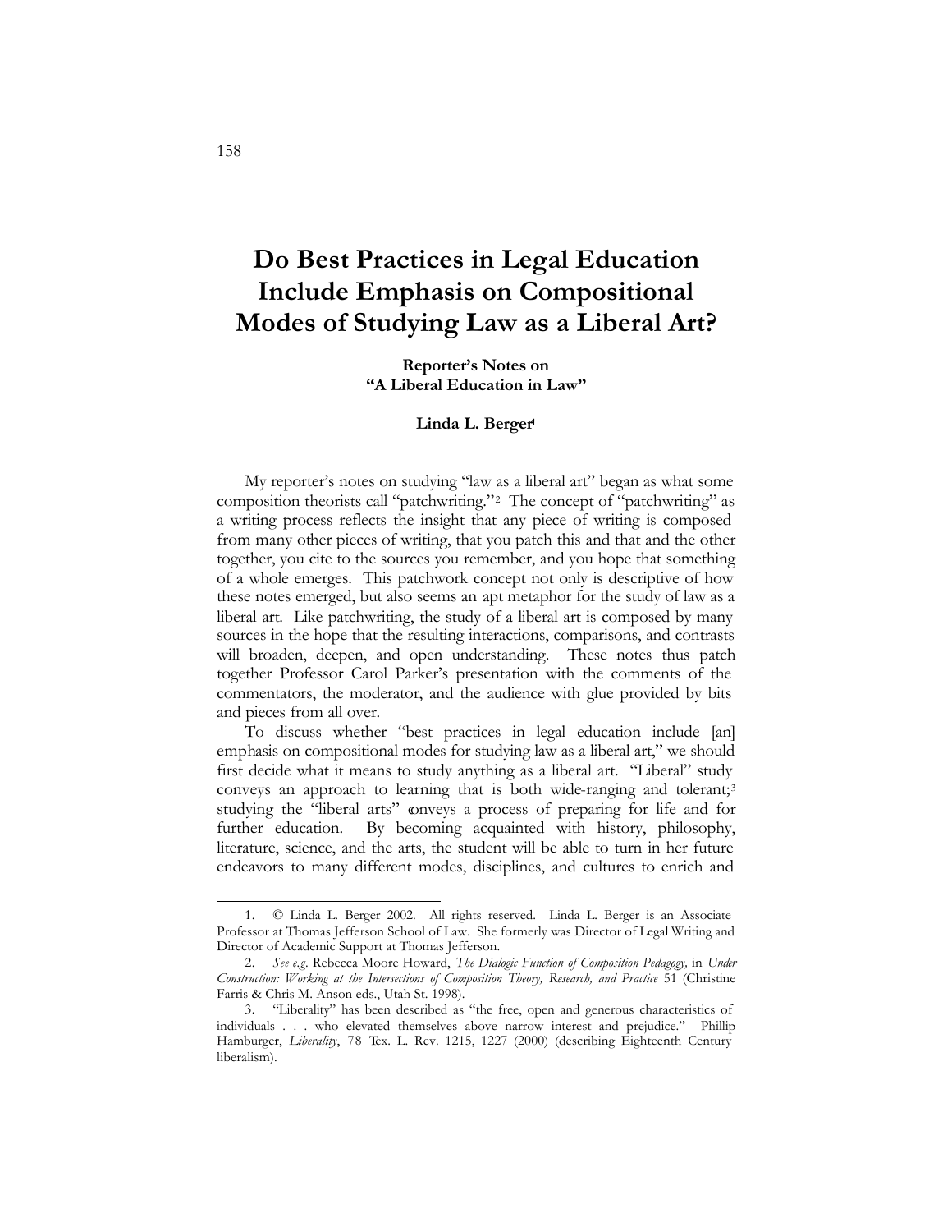# Do Best Practices in Legal Education Include Emphasis on Compositional Modes of Studying Law as a Liberal Art?

**Reporter's Notes on "A Liberal Education in Law"**

**Linda L. Berger**[1]

My reporter's notes on studying "law as a liberal art" began as what some composition theorists call "patchwriting."[2] The concept of "patchwriting" as a writing process reflects the insight that any piece of writing is composed from many other pieces of writing, that you patch this and that and the other together, you cite to the sources you remember, and you hope that something of a whole emerges. This patchwork concept not only is descriptive of how these notes emerged, but also seems an apt metaphor for the study of law as a liberal art. Like patchwriting, the study of a liberal art is composed by many sources in the hope that the resulting interactions, comparisons, and contrasts will broaden, deepen, and open understanding. These notes thus patch together Professor Carol Parker's presentation with the comments of the commentators, the moderator, and the audience with glue provided by bits and pieces from all over.

To discuss whether "best practices in legal education include [an] emphasis on compositional modes for studying law as a liberal art," we should first decide what it means to study anything as a liberal art. "Liberal" study conveys an approach to learning that is both wide-ranging and tolerant;[3] studying the "liberal arts" conveys a process of preparing for life and for further education. By becoming acquainted with history, philosophy, literature, science, and the arts, the student will be able to turn in her future endeavors to many different modes, disciplines, and cultures to enrich and

---

1. © Linda L. Berger 2002. All rights reserved. Linda L. Berger is an Associate Professor at Thomas Jefferson School of Law. She formerly was Director of Legal Writing and Director of Academic Support at Thomas Jefferson.

2. *See e.g.* Rebecca Moore Howard, *The Dialogic Function of Composition Pedagogy,* in *Under Construction: Working at the Intersections of Composition Theory, Research, and Practice* 51 (Christine Farris & Chris M. Anson eds., Utah St. 1998).

3. "Liberality" has been described as "the free, open and generous characteristics of individuals . . . who elevated themselves above narrow interest and prejudice." Phillip Hamburger, *Liberality*, 78 Tex. L. Rev. 1215, 1227 (2000) (describing Eighteenth Century liberalism).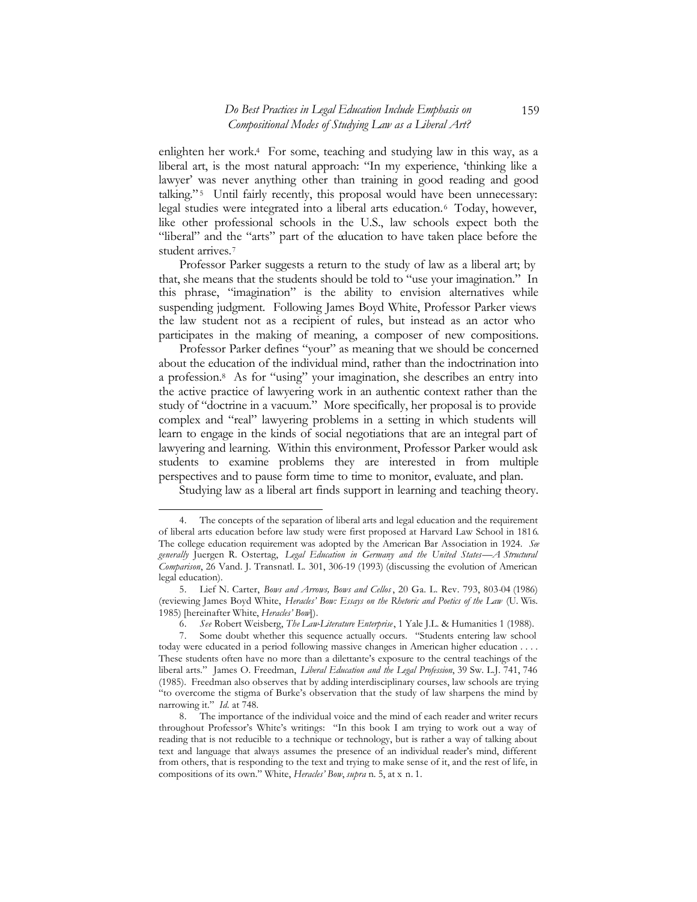enlighten her work.[4] For some, teaching and studying law in this way, as a liberal art, is the most natural approach: "In my experience, 'thinking like a lawyer' was never anything other than training in good reading and good talking."[5] Until fairly recently, this proposal would have been unnecessary: legal studies were integrated into a liberal arts education.[6] Today, however, like other professional schools in the U.S., law schools expect both the "liberal" and the "arts" part of the education to have taken place before the student arrives.[7]

Professor Parker suggests a return to the study of law as a liberal art; by that, she means that the students should be told to "use your imagination." In this phrase, "imagination" is the ability to envision alternatives while suspending judgment. Following James Boyd White, Professor Parker views the law student not as a recipient of rules, but instead as an actor who participates in the making of meaning, a composer of new compositions.

Professor Parker defines "your" as meaning that we should be concerned about the education of the individual mind, rather than the indoctrination into a profession.[8] As for "using" your imagination, she describes an entry into the active practice of lawyering work in an authentic context rather than the study of "doctrine in a vacuum." More specifically, her proposal is to provide complex and "real" lawyering problems in a setting in which students will learn to engage in the kinds of social negotiations that are an integral part of lawyering and learning. Within this environment, Professor Parker would ask students to examine problems they are interested in from multiple perspectives and to pause form time to time to monitor, evaluate, and plan.

Studying law as a liberal art finds support in learning and teaching theory.

---

4. The concepts of the separation of liberal arts and legal education and the requirement of liberal arts education before law study were first proposed at Harvard Law School in 1816. The college education requirement was adopted by the American Bar Association in 1924. *See generally* Juergen R. Ostertag, *Legal Education in Germany and the United States—A Structural Comparison*, 26 Vand. J. Transnatl. L. 301, 306-19 (1993) (discussing the evolution of American legal education).

5. Lief N. Carter, *Bows and Arrows, Bows and Cellos*, 20 Ga. L. Rev. 793, 803-04 (1986) (reviewing James Boyd White, *Heracles' Bow: Essays on the Rhetoric and Poetics of the Law* (U. Wis. 1985) [hereinafter White, *Heracles' Bow*]).

6. *See* Robert Weisberg, *The Law-Literature Enterprise*, 1 Yale J.L. & Humanities 1 (1988).

7. Some doubt whether this sequence actually occurs. "Students entering law school today were educated in a period following massive changes in American higher education . . . . These students often have no more than a dilettante's exposure to the central teachings of the liberal arts." James O. Freedman, *Liberal Education and the Legal Profession*, 39 Sw. L.J. 741, 746 (1985). Freedman also observes that by adding interdisciplinary courses, law schools are trying "to overcome the stigma of Burke's observation that the study of law sharpens the mind by narrowing it." *Id.* at 748.

8. The importance of the individual voice and the mind of each reader and writer recurs throughout Professor's White's writings: "In this book I am trying to work out a way of reading that is not reducible to a technique or technology, but is rather a way of talking about text and language that always assumes the presence of an individual reader's mind, different from others, that is responding to the text and trying to make sense of it, and the rest of life, in compositions of its own." White, *Heracles' Bow*, *supra* n. 5, at x n. 1.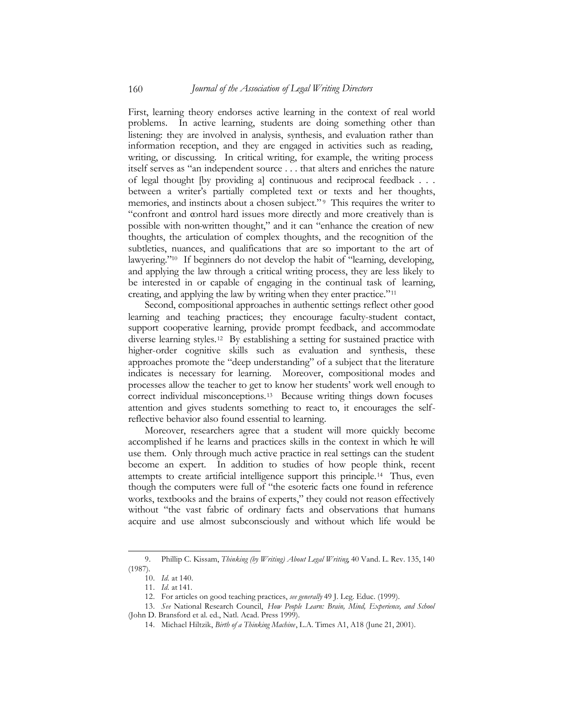First, learning theory endorses active learning in the context of real world problems. In active learning, students are doing something other than listening: they are involved in analysis, synthesis, and evaluation rather than information reception, and they are engaged in activities such as reading, writing, or discussing. In critical writing, for example, the writing process itself serves as "an independent source . . . that alters and enriches the nature of legal thought [by providing a] continuous and reciprocal feedback . . . between a writer's partially completed text or texts and her thoughts, memories, and instincts about a chosen subject."[9] This requires the writer to "confront and control hard issues more directly and more creatively than is possible with non-written thought," and it can "enhance the creation of new thoughts, the articulation of complex thoughts, and the recognition of the subtleties, nuances, and qualifications that are so important to the art of lawyering."[10] If beginners do not develop the habit of "learning, developing, and applying the law through a critical writing process, they are less likely to be interested in or capable of engaging in the continual task of learning, creating, and applying the law by writing when they enter practice."[11]

Second, compositional approaches in authentic settings reflect other good learning and teaching practices; they encourage faculty-student contact, support cooperative learning, provide prompt feedback, and accommodate diverse learning styles.[12] By establishing a setting for sustained practice with higher-order cognitive skills such as evaluation and synthesis, these approaches promote the "deep understanding" of a subject that the literature indicates is necessary for learning. Moreover, compositional modes and processes allow the teacher to get to know her students' work well enough to correct individual misconceptions.[13] Because writing things down focuses attention and gives students something to react to, it encourages the self-reflective behavior also found essential to learning.

Moreover, researchers agree that a student will more quickly become accomplished if he learns and practices skills in the context in which he will use them. Only through much active practice in real settings can the student become an expert. In addition to studies of how people think, recent attempts to create artificial intelligence support this principle.[14] Thus, even though the computers were full of "the esoteric facts one found in reference works, textbooks and the brains of experts," they could not reason effectively without "the vast fabric of ordinary facts and observations that humans acquire and use almost subconsciously and without which life would be

---

9. Phillip C. Kissam, *Thinking (by Writing) About Legal Writing*, 40 Vand. L. Rev. 135, 140 (1987).

10. *Id.* at 140.

11. *Id.* at 141.

12. For articles on good teaching practices, *see generally* 49 J. Leg. Educ. (1999).

13. *See* National Research Council, *How People Learn: Brain, Mind, Experience, and School* (John D. Bransford et al. ed., Natl. Acad. Press 1999).

14. Michael Hiltzik, *Birth of a Thinking Machine*, L.A. Times A1, A18 (June 21, 2001).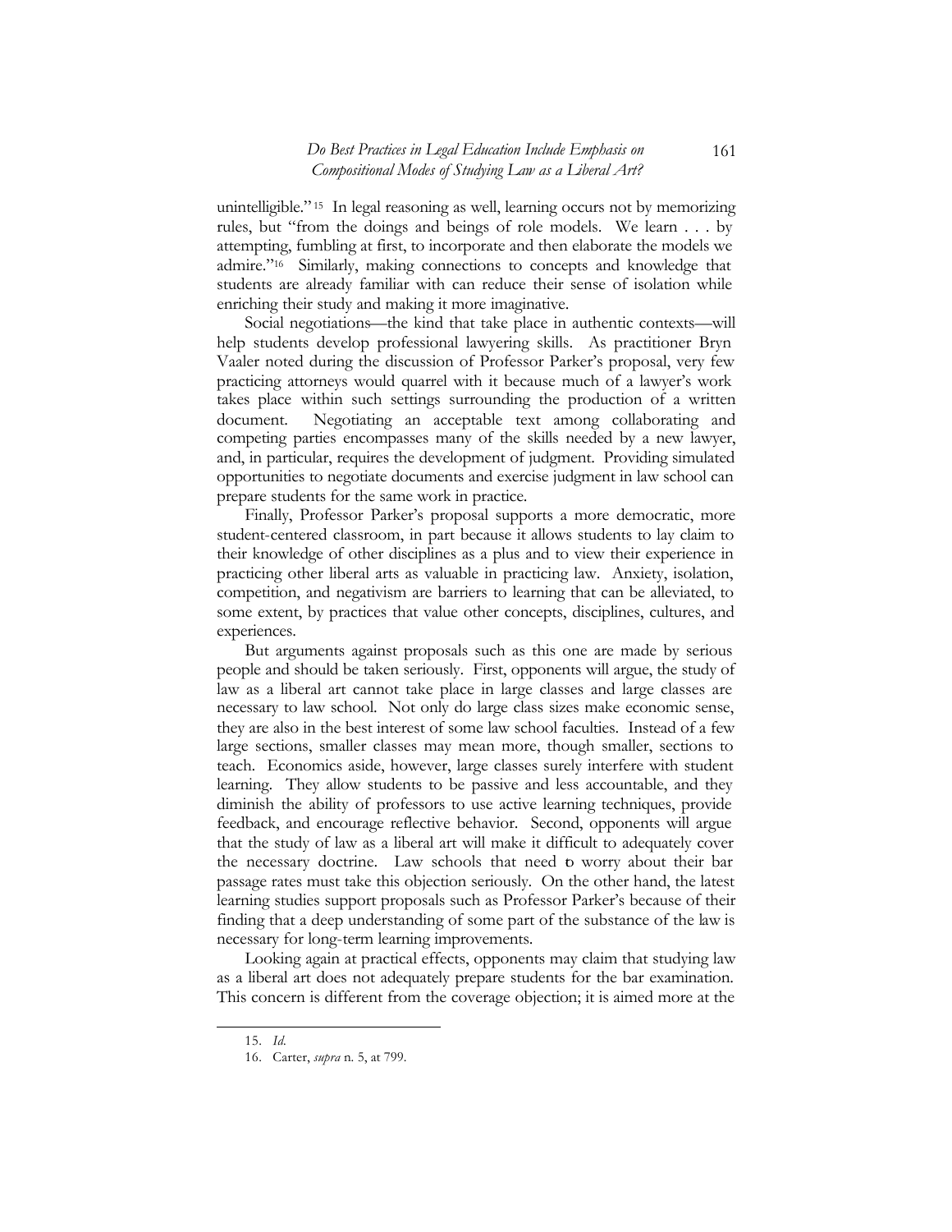unintelligible."[15] In legal reasoning as well, learning occurs not by memorizing rules, but "from the doings and beings of role models. We learn . . . by attempting, fumbling at first, to incorporate and then elaborate the models we admire."[16] Similarly, making connections to concepts and knowledge that students are already familiar with can reduce their sense of isolation while enriching their study and making it more imaginative.

Social negotiations—the kind that take place in authentic contexts—will help students develop professional lawyering skills. As practitioner Bryn Vaaler noted during the discussion of Professor Parker's proposal, very few practicing attorneys would quarrel with it because much of a lawyer's work takes place within such settings surrounding the production of a written document. Negotiating an acceptable text among collaborating and competing parties encompasses many of the skills needed by a new lawyer, and, in particular, requires the development of judgment. Providing simulated opportunities to negotiate documents and exercise judgment in law school can prepare students for the same work in practice.

Finally, Professor Parker's proposal supports a more democratic, more student-centered classroom, in part because it allows students to lay claim to their knowledge of other disciplines as a plus and to view their experience in practicing other liberal arts as valuable in practicing law. Anxiety, isolation, competition, and negativism are barriers to learning that can be alleviated, to some extent, by practices that value other concepts, disciplines, cultures, and experiences.

But arguments against proposals such as this one are made by serious people and should be taken seriously. First, opponents will argue, the study of law as a liberal art cannot take place in large classes and large classes are necessary to law school. Not only do large class sizes make economic sense, they are also in the best interest of some law school faculties. Instead of a few large sections, smaller classes may mean more, though smaller, sections to teach. Economics aside, however, large classes surely interfere with student learning. They allow students to be passive and less accountable, and they diminish the ability of professors to use active learning techniques, provide feedback, and encourage reflective behavior. Second, opponents will argue that the study of law as a liberal art will make it difficult to adequately cover the necessary doctrine. Law schools that need to worry about their bar passage rates must take this objection seriously. On the other hand, the latest learning studies support proposals such as Professor Parker's because of their finding that a deep understanding of some part of the substance of the law is necessary for long-term learning improvements.

Looking again at practical effects, opponents may claim that studying law as a liberal art does not adequately prepare students for the bar examination. This concern is different from the coverage objection; it is aimed more at the

---

15. *Id.*

16. Carter, *supra* n. 5, at 799.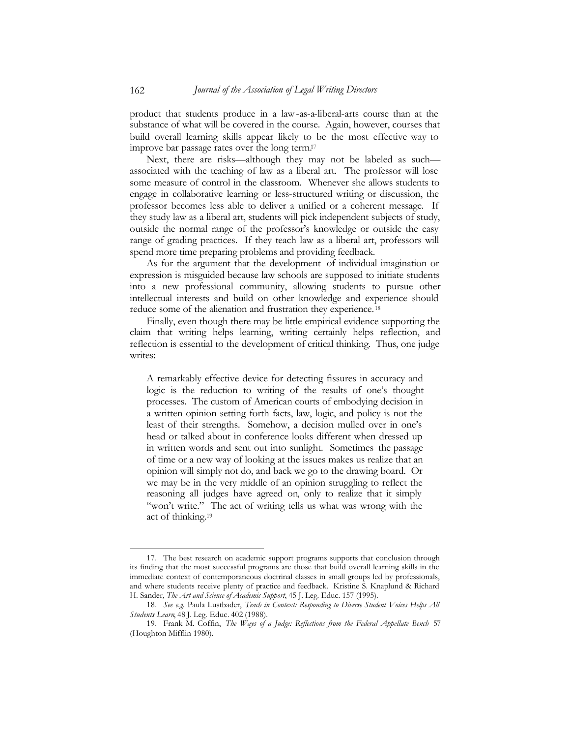product that students produce in a law-as-a-liberal-arts course than at the substance of what will be covered in the course. Again, however, courses that build overall learning skills appear likely to be the most effective way to improve bar passage rates over the long term.[17]

Next, there are risks—although they may not be labeled as such—associated with the teaching of law as a liberal art. The professor will lose some measure of control in the classroom. Whenever she allows students to engage in collaborative learning or less-structured writing or discussion, the professor becomes less able to deliver a unified or a coherent message. If they study law as a liberal art, students will pick independent subjects of study, outside the normal range of the professor's knowledge or outside the easy range of grading practices. If they teach law as a liberal art, professors will spend more time preparing problems and providing feedback.

As for the argument that the development of individual imagination or expression is misguided because law schools are supposed to initiate students into a new professional community, allowing students to pursue other intellectual interests and build on other knowledge and experience should reduce some of the alienation and frustration they experience.[18]

Finally, even though there may be little empirical evidence supporting the claim that writing helps learning, writing certainly helps reflection, and reflection is essential to the development of critical thinking. Thus, one judge writes:

> A remarkably effective device for detecting fissures in accuracy and logic is the reduction to writing of the results of one's thought processes. The custom of American courts of embodying decision in a written opinion setting forth facts, law, logic, and policy is not the least of their strengths. Somehow, a decision mulled over in one's head or talked about in conference looks different when dressed up in written words and sent out into sunlight. Sometimes the passage of time or a new way of looking at the issues makes us realize that an opinion will simply not do, and back we go to the drawing board. Or we may be in the very middle of an opinion struggling to reflect the reasoning all judges have agreed on, only to realize that it simply "won't write." The act of writing tells us what was wrong with the act of thinking.[19]

---

17. The best research on academic support programs supports that conclusion through its finding that the most successful programs are those that build overall learning skills in the immediate context of contemporaneous doctrinal classes in small groups led by professionals, and where students receive plenty of practice and feedback. Kristine S. Knaplund & Richard H. Sander, *The Art and Science of Academic Support*, 45 J. Leg. Educ. 157 (1995).

18. *See e.g.* Paula Lustbader, *Teach in Context: Responding to Diverse Student Voices Helps All Students Learn*, 48 J. Leg. Educ. 402 (1988).

19. Frank M. Coffin, *The Ways of a Judge: Reflections from the Federal Appellate Bench* 57 (Houghton Mifflin 1980).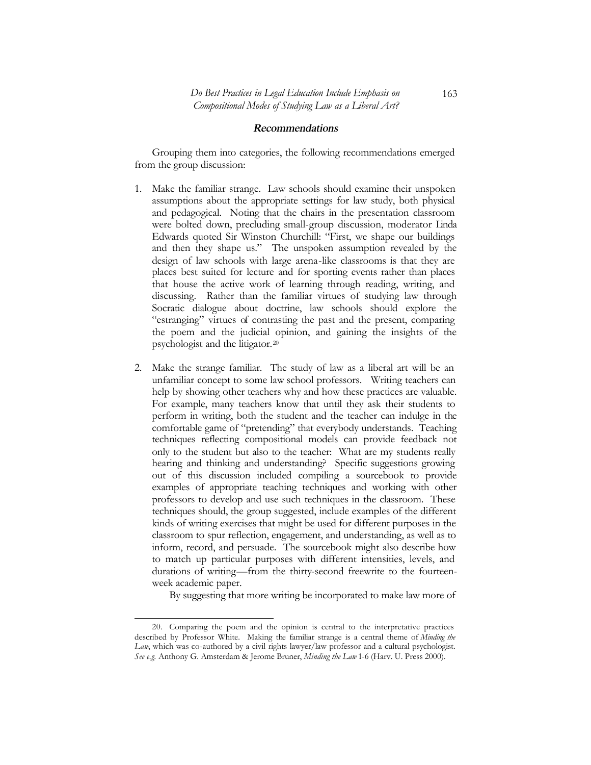## Recommendations

Grouping them into categories, the following recommendations emerged from the group discussion:

1. Make the familiar strange. Law schools should examine their unspoken assumptions about the appropriate settings for law study, both physical and pedagogical. Noting that the chairs in the presentation classroom were bolted down, precluding small-group discussion, moderator Linda Edwards quoted Sir Winston Churchill: "First, we shape our buildings and then they shape us." The unspoken assumption revealed by the design of law schools with large arena-like classrooms is that they are places best suited for lecture and for sporting events rather than places that house the active work of learning through reading, writing, and discussing. Rather than the familiar virtues of studying law through Socratic dialogue about doctrine, law schools should explore the "estranging" virtues of contrasting the past and the present, comparing the poem and the judicial opinion, and gaining the insights of the psychologist and the litigator.[20]

2. Make the strange familiar. The study of law as a liberal art will be an unfamiliar concept to some law school professors. Writing teachers can help by showing other teachers why and how these practices are valuable. For example, many teachers know that until they ask their students to perform in writing, both the student and the teacher can indulge in the comfortable game of "pretending" that everybody understands. Teaching techniques reflecting compositional models can provide feedback not only to the student but also to the teacher: What are my students really hearing and thinking and understanding? Specific suggestions growing out of this discussion included compiling a sourcebook to provide examples of appropriate teaching techniques and working with other professors to develop and use such techniques in the classroom. These techniques should, the group suggested, include examples of the different kinds of writing exercises that might be used for different purposes in the classroom to spur reflection, engagement, and understanding, as well as to inform, record, and persuade. The sourcebook might also describe how to match up particular purposes with different intensities, levels, and durations of writing—from the thirty-second freewrite to the fourteen-week academic paper.

   By suggesting that more writing be incorporated to make law more of

---

20. Comparing the poem and the opinion is central to the interpretative practices described by Professor White. Making the familiar strange is a central theme of *Minding the Law*, which was co-authored by a civil rights lawyer/law professor and a cultural psychologist. *See e.g.* Anthony G. Amsterdam & Jerome Bruner, *Minding the Law* 1-6 (Harv. U. Press 2000).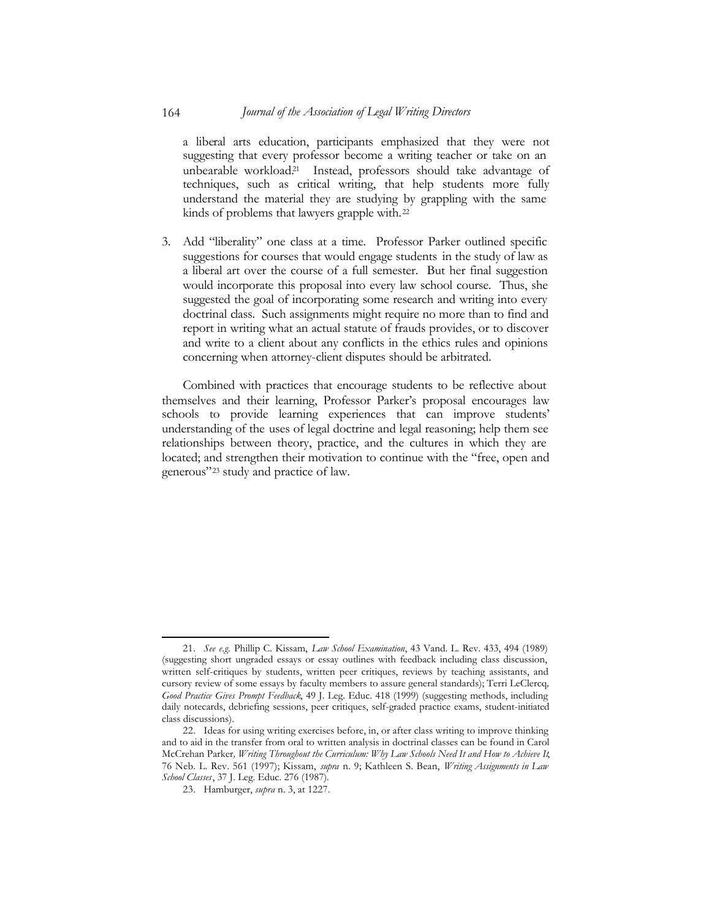a liberal arts education, participants emphasized that they were not suggesting that every professor become a writing teacher or take on an unbearable workload.[21] Instead, professors should take advantage of techniques, such as critical writing, that help students more fully understand the material they are studying by grappling with the same kinds of problems that lawyers grapple with.[22]

3. Add "liberality" one class at a time. Professor Parker outlined specific suggestions for courses that would engage students in the study of law as a liberal art over the course of a full semester. But her final suggestion would incorporate this proposal into every law school course. Thus, she suggested the goal of incorporating some research and writing into every doctrinal class. Such assignments might require no more than to find and report in writing what an actual statute of frauds provides, or to discover and write to a client about any conflicts in the ethics rules and opinions concerning when attorney-client disputes should be arbitrated.

Combined with practices that encourage students to be reflective about themselves and their learning, Professor Parker's proposal encourages law schools to provide learning experiences that can improve students' understanding of the uses of legal doctrine and legal reasoning; help them see relationships between theory, practice, and the cultures in which they are located; and strengthen their motivation to continue with the "free, open and generous"[23] study and practice of law.

---

21. *See e.g.* Phillip C. Kissam, *Law School Examination*, 43 Vand. L. Rev. 433, 494 (1989) (suggesting short ungraded essays or essay outlines with feedback including class discussion, written self-critiques by students, written peer critiques, reviews by teaching assistants, and cursory review of some essays by faculty members to assure general standards); Terri LeClercq, *Good Practice Gives Prompt Feedback*, 49 J. Leg. Educ. 418 (1999) (suggesting methods, including daily notecards, debriefing sessions, peer critiques, self-graded practice exams, student-initiated class discussions).

22. Ideas for using writing exercises before, in, or after class writing to improve thinking and to aid in the transfer from oral to written analysis in doctrinal classes can be found in Carol McCrehan Parker, *Writing Throughout the Curriculum: Why Law Schools Need It and How to Achieve It*, 76 Neb. L. Rev. 561 (1997); Kissam, *supra* n. 9; Kathleen S. Bean, *Writing Assignments in Law School Classes*, 37 J. Leg. Educ. 276 (1987).

23. Hamburger, *supra* n. 3, at 1227.